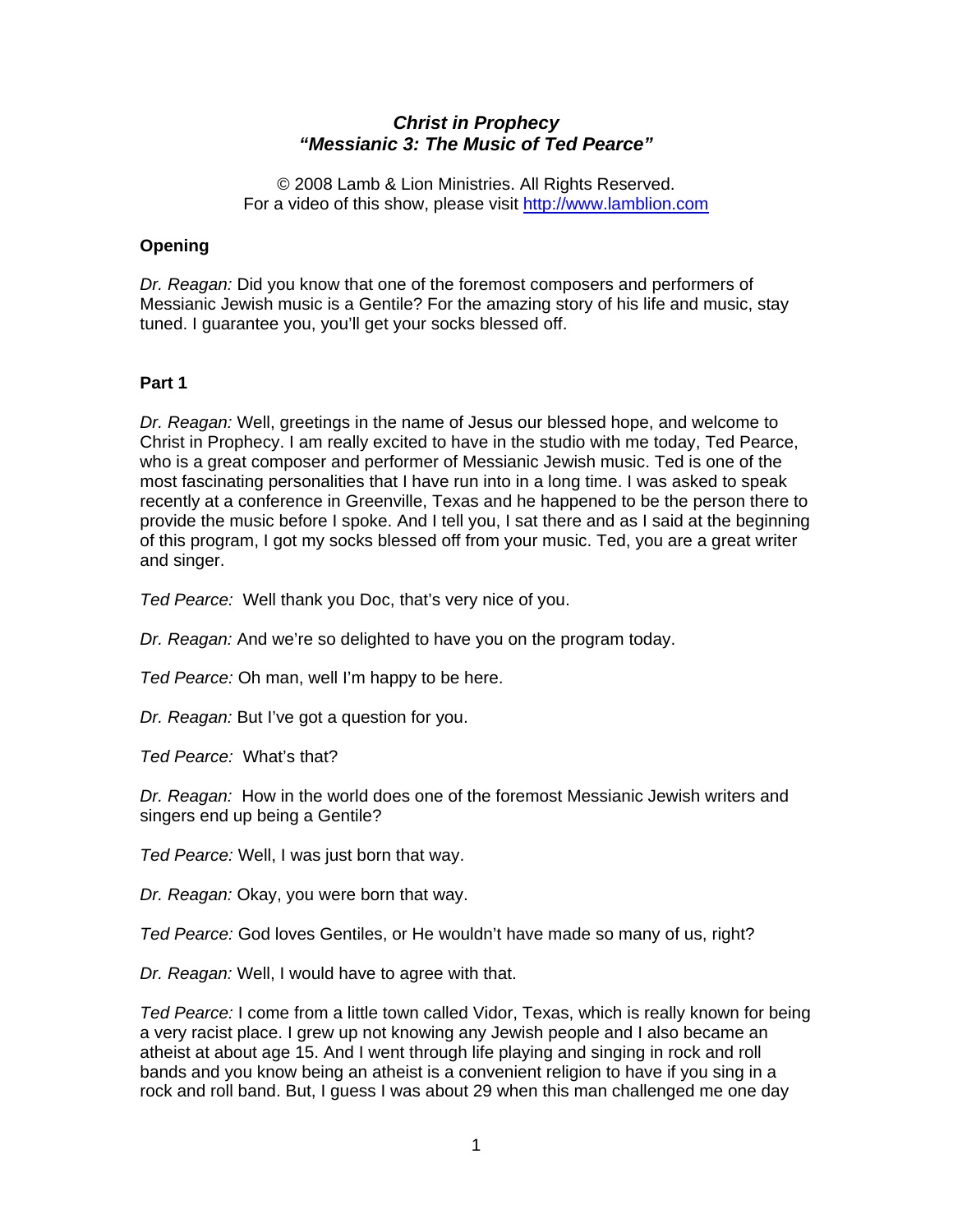***Christ in Prophecy***
***"Messianic 3: The Music of Ted Pearce"***

© 2008 Lamb & Lion Ministries. All Rights Reserved.
For a video of this show, please visit http://www.lamblion.com

**Opening**

*Dr. Reagan:* Did you know that one of the foremost composers and performers of Messianic Jewish music is a Gentile? For the amazing story of his life and music, stay tuned. I guarantee you, you'll get your socks blessed off.

**Part 1**

*Dr. Reagan:* Well, greetings in the name of Jesus our blessed hope, and welcome to Christ in Prophecy. I am really excited to have in the studio with me today, Ted Pearce, who is a great composer and performer of Messianic Jewish music. Ted is one of the most fascinating personalities that I have run into in a long time. I was asked to speak recently at a conference in Greenville, Texas and he happened to be the person there to provide the music before I spoke. And I tell you, I sat there and as I said at the beginning of this program, I got my socks blessed off from your music. Ted, you are a great writer and singer.

*Ted Pearce:* Well thank you Doc, that's very nice of you.

*Dr. Reagan:* And we're so delighted to have you on the program today.

*Ted Pearce:* Oh man, well I'm happy to be here.

*Dr. Reagan:* But I've got a question for you.

*Ted Pearce:* What's that?

*Dr. Reagan:* How in the world does one of the foremost Messianic Jewish writers and singers end up being a Gentile?

*Ted Pearce:* Well, I was just born that way.

*Dr. Reagan:* Okay, you were born that way.

*Ted Pearce:* God loves Gentiles, or He wouldn't have made so many of us, right?

*Dr. Reagan:* Well, I would have to agree with that.

*Ted Pearce:* I come from a little town called Vidor, Texas, which is really known for being a very racist place. I grew up not knowing any Jewish people and I also became an atheist at about age 15. And I went through life playing and singing in rock and roll bands and you know being an atheist is a convenient religion to have if you sing in a rock and roll band. But, I guess I was about 29 when this man challenged me one day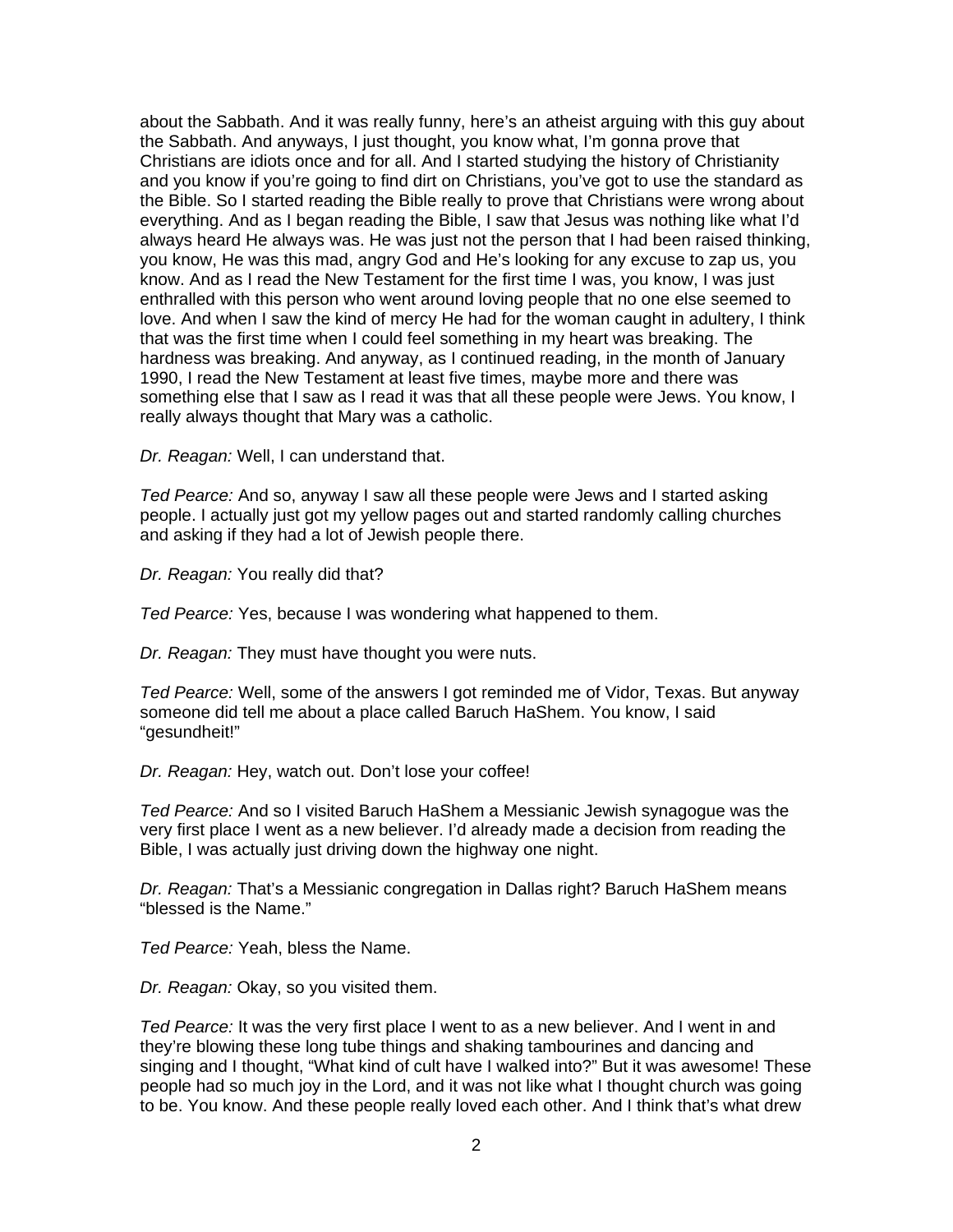about the Sabbath. And it was really funny, here's an atheist arguing with this guy about the Sabbath. And anyways, I just thought, you know what, I'm gonna prove that Christians are idiots once and for all. And I started studying the history of Christianity and you know if you're going to find dirt on Christians, you've got to use the standard as the Bible. So I started reading the Bible really to prove that Christians were wrong about everything. And as I began reading the Bible, I saw that Jesus was nothing like what I'd always heard He always was. He was just not the person that I had been raised thinking, you know, He was this mad, angry God and He's looking for any excuse to zap us, you know. And as I read the New Testament for the first time I was, you know, I was just enthralled with this person who went around loving people that no one else seemed to love. And when I saw the kind of mercy He had for the woman caught in adultery, I think that was the first time when I could feel something in my heart was breaking. The hardness was breaking. And anyway, as I continued reading, in the month of January 1990, I read the New Testament at least five times, maybe more and there was something else that I saw as I read it was that all these people were Jews. You know, I really always thought that Mary was a catholic.

*Dr. Reagan:* Well, I can understand that.

*Ted Pearce:* And so, anyway I saw all these people were Jews and I started asking people. I actually just got my yellow pages out and started randomly calling churches and asking if they had a lot of Jewish people there.

*Dr. Reagan:* You really did that?

*Ted Pearce:* Yes, because I was wondering what happened to them.

*Dr. Reagan:* They must have thought you were nuts.

*Ted Pearce:* Well, some of the answers I got reminded me of Vidor, Texas. But anyway someone did tell me about a place called Baruch HaShem. You know, I said "gesundheit!"

*Dr. Reagan:* Hey, watch out. Don't lose your coffee!

*Ted Pearce:* And so I visited Baruch HaShem a Messianic Jewish synagogue was the very first place I went as a new believer. I'd already made a decision from reading the Bible, I was actually just driving down the highway one night.

*Dr. Reagan:* That's a Messianic congregation in Dallas right? Baruch HaShem means "blessed is the Name."

*Ted Pearce:* Yeah, bless the Name.

*Dr. Reagan:* Okay, so you visited them.

*Ted Pearce:* It was the very first place I went to as a new believer. And I went in and they're blowing these long tube things and shaking tambourines and dancing and singing and I thought, "What kind of cult have I walked into?" But it was awesome! These people had so much joy in the Lord, and it was not like what I thought church was going to be. You know. And these people really loved each other. And I think that's what drew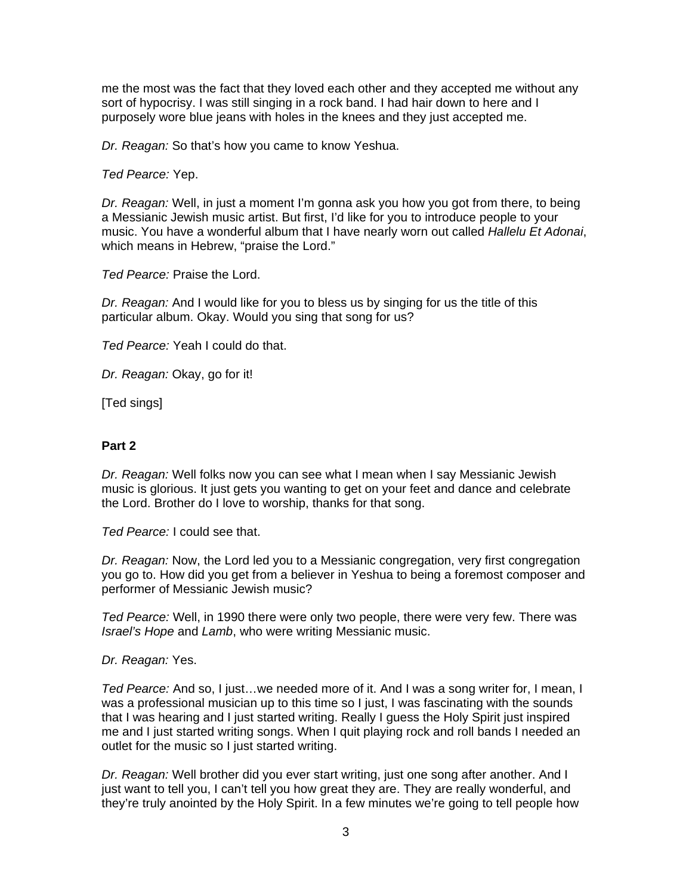me the most was the fact that they loved each other and they accepted me without any sort of hypocrisy. I was still singing in a rock band. I had hair down to here and I purposely wore blue jeans with holes in the knees and they just accepted me.

*Dr. Reagan:* So that's how you came to know Yeshua.

*Ted Pearce:* Yep.

*Dr. Reagan:* Well, in just a moment I'm gonna ask you how you got from there, to being a Messianic Jewish music artist. But first, I'd like for you to introduce people to your music. You have a wonderful album that I have nearly worn out called *Hallelu Et Adonai*, which means in Hebrew, "praise the Lord."

*Ted Pearce:* Praise the Lord.

*Dr. Reagan:* And I would like for you to bless us by singing for us the title of this particular album. Okay. Would you sing that song for us?

*Ted Pearce:* Yeah I could do that.

*Dr. Reagan:* Okay, go for it!

[Ted sings]

**Part 2**

*Dr. Reagan:* Well folks now you can see what I mean when I say Messianic Jewish music is glorious. It just gets you wanting to get on your feet and dance and celebrate the Lord. Brother do I love to worship, thanks for that song.

*Ted Pearce:* I could see that.

*Dr. Reagan:* Now, the Lord led you to a Messianic congregation, very first congregation you go to. How did you get from a believer in Yeshua to being a foremost composer and performer of Messianic Jewish music?

*Ted Pearce:* Well, in 1990 there were only two people, there were very few. There was *Israel's Hope* and *Lamb*, who were writing Messianic music.

*Dr. Reagan:* Yes.

*Ted Pearce:* And so, I just…we needed more of it. And I was a song writer for, I mean, I was a professional musician up to this time so I just, I was fascinating with the sounds that I was hearing and I just started writing. Really I guess the Holy Spirit just inspired me and I just started writing songs. When I quit playing rock and roll bands I needed an outlet for the music so I just started writing.

*Dr. Reagan:* Well brother did you ever start writing, just one song after another. And I just want to tell you, I can't tell you how great they are. They are really wonderful, and they're truly anointed by the Holy Spirit. In a few minutes we're going to tell people how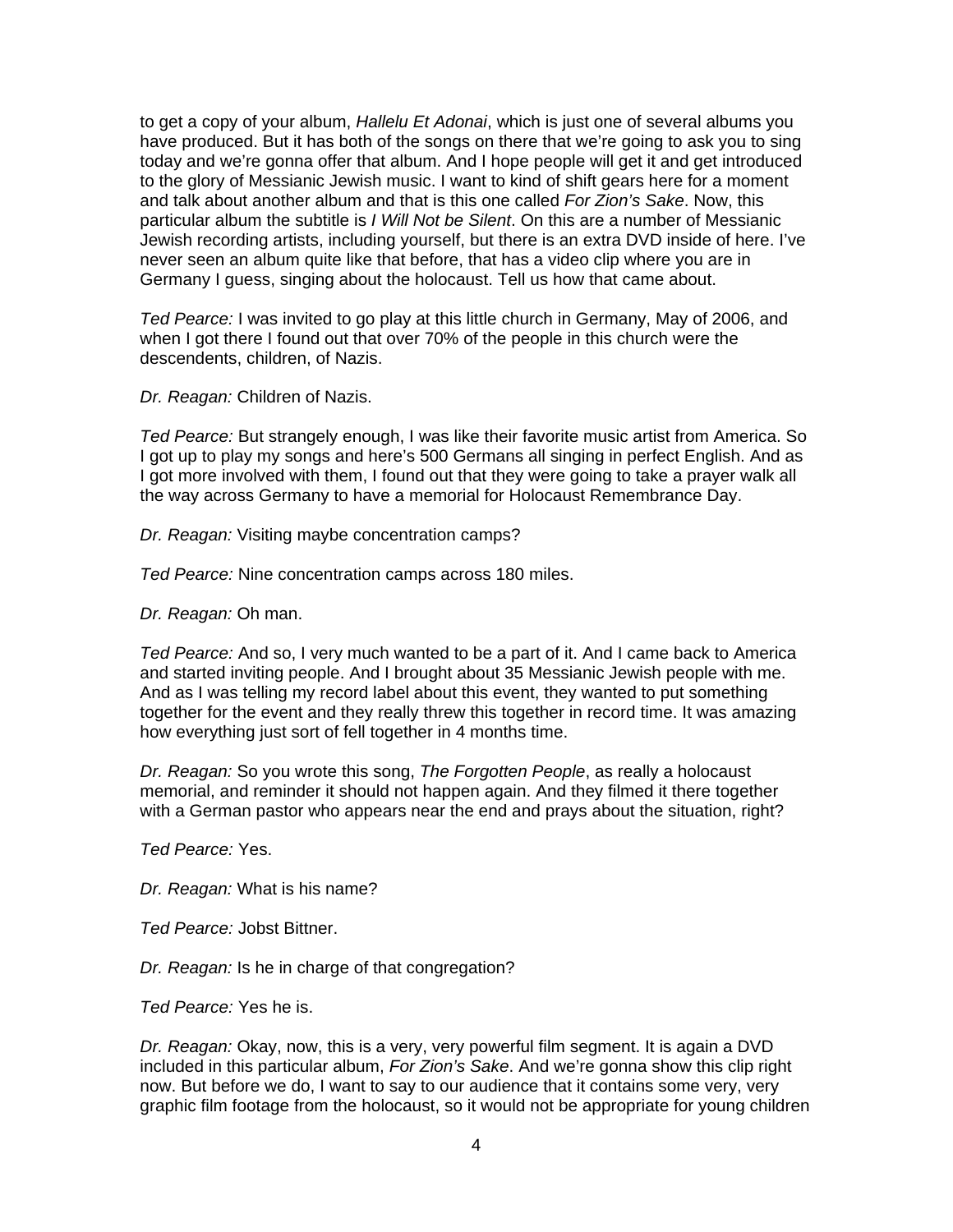to get a copy of your album, *Hallelu Et Adonai*, which is just one of several albums you have produced. But it has both of the songs on there that we're going to ask you to sing today and we're gonna offer that album. And I hope people will get it and get introduced to the glory of Messianic Jewish music. I want to kind of shift gears here for a moment and talk about another album and that is this one called *For Zion's Sake*. Now, this particular album the subtitle is *I Will Not be Silent*. On this are a number of Messianic Jewish recording artists, including yourself, but there is an extra DVD inside of here. I've never seen an album quite like that before, that has a video clip where you are in Germany I guess, singing about the holocaust. Tell us how that came about.

*Ted Pearce:* I was invited to go play at this little church in Germany, May of 2006, and when I got there I found out that over 70% of the people in this church were the descendents, children, of Nazis.

*Dr. Reagan:* Children of Nazis.

*Ted Pearce:* But strangely enough, I was like their favorite music artist from America. So I got up to play my songs and here's 500 Germans all singing in perfect English. And as I got more involved with them, I found out that they were going to take a prayer walk all the way across Germany to have a memorial for Holocaust Remembrance Day.

*Dr. Reagan:* Visiting maybe concentration camps?

*Ted Pearce:* Nine concentration camps across 180 miles.

*Dr. Reagan:* Oh man.

*Ted Pearce:* And so, I very much wanted to be a part of it. And I came back to America and started inviting people. And I brought about 35 Messianic Jewish people with me. And as I was telling my record label about this event, they wanted to put something together for the event and they really threw this together in record time. It was amazing how everything just sort of fell together in 4 months time.

*Dr. Reagan:* So you wrote this song, *The Forgotten People*, as really a holocaust memorial, and reminder it should not happen again. And they filmed it there together with a German pastor who appears near the end and prays about the situation, right?

*Ted Pearce:* Yes.

*Dr. Reagan:* What is his name?

*Ted Pearce:* Jobst Bittner.

*Dr. Reagan:* Is he in charge of that congregation?

*Ted Pearce:* Yes he is.

*Dr. Reagan:* Okay, now, this is a very, very powerful film segment. It is again a DVD included in this particular album, *For Zion's Sake*. And we're gonna show this clip right now. But before we do, I want to say to our audience that it contains some very, very graphic film footage from the holocaust, so it would not be appropriate for young children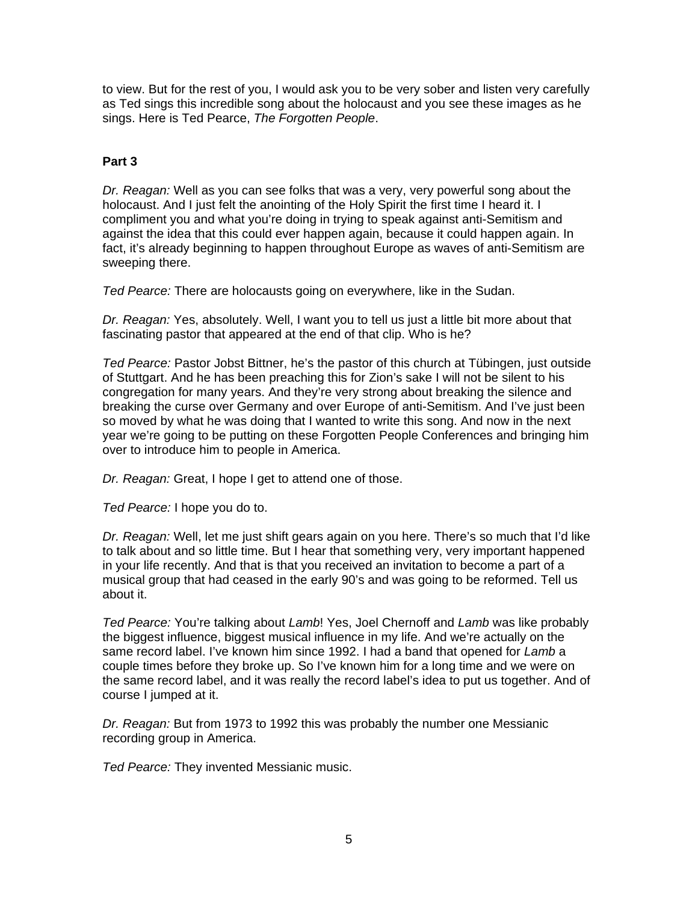to view. But for the rest of you, I would ask you to be very sober and listen very carefully as Ted sings this incredible song about the holocaust and you see these images as he sings. Here is Ted Pearce, *The Forgotten People*.

**Part 3**

*Dr. Reagan:* Well as you can see folks that was a very, very powerful song about the holocaust. And I just felt the anointing of the Holy Spirit the first time I heard it. I compliment you and what you're doing in trying to speak against anti-Semitism and against the idea that this could ever happen again, because it could happen again. In fact, it's already beginning to happen throughout Europe as waves of anti-Semitism are sweeping there.

*Ted Pearce:* There are holocausts going on everywhere, like in the Sudan.

*Dr. Reagan:* Yes, absolutely. Well, I want you to tell us just a little bit more about that fascinating pastor that appeared at the end of that clip. Who is he?

*Ted Pearce:* Pastor Jobst Bittner, he's the pastor of this church at Tübingen, just outside of Stuttgart. And he has been preaching this for Zion's sake I will not be silent to his congregation for many years. And they're very strong about breaking the silence and breaking the curse over Germany and over Europe of anti-Semitism. And I've just been so moved by what he was doing that I wanted to write this song. And now in the next year we're going to be putting on these Forgotten People Conferences and bringing him over to introduce him to people in America.

*Dr. Reagan:* Great, I hope I get to attend one of those.

*Ted Pearce:* I hope you do to.

*Dr. Reagan:* Well, let me just shift gears again on you here. There's so much that I'd like to talk about and so little time. But I hear that something very, very important happened in your life recently. And that is that you received an invitation to become a part of a musical group that had ceased in the early 90's and was going to be reformed. Tell us about it.

*Ted Pearce:* You're talking about *Lamb*! Yes, Joel Chernoff and *Lamb* was like probably the biggest influence, biggest musical influence in my life. And we're actually on the same record label. I've known him since 1992. I had a band that opened for *Lamb* a couple times before they broke up. So I've known him for a long time and we were on the same record label, and it was really the record label's idea to put us together. And of course I jumped at it.

*Dr. Reagan:* But from 1973 to 1992 this was probably the number one Messianic recording group in America.

*Ted Pearce:* They invented Messianic music.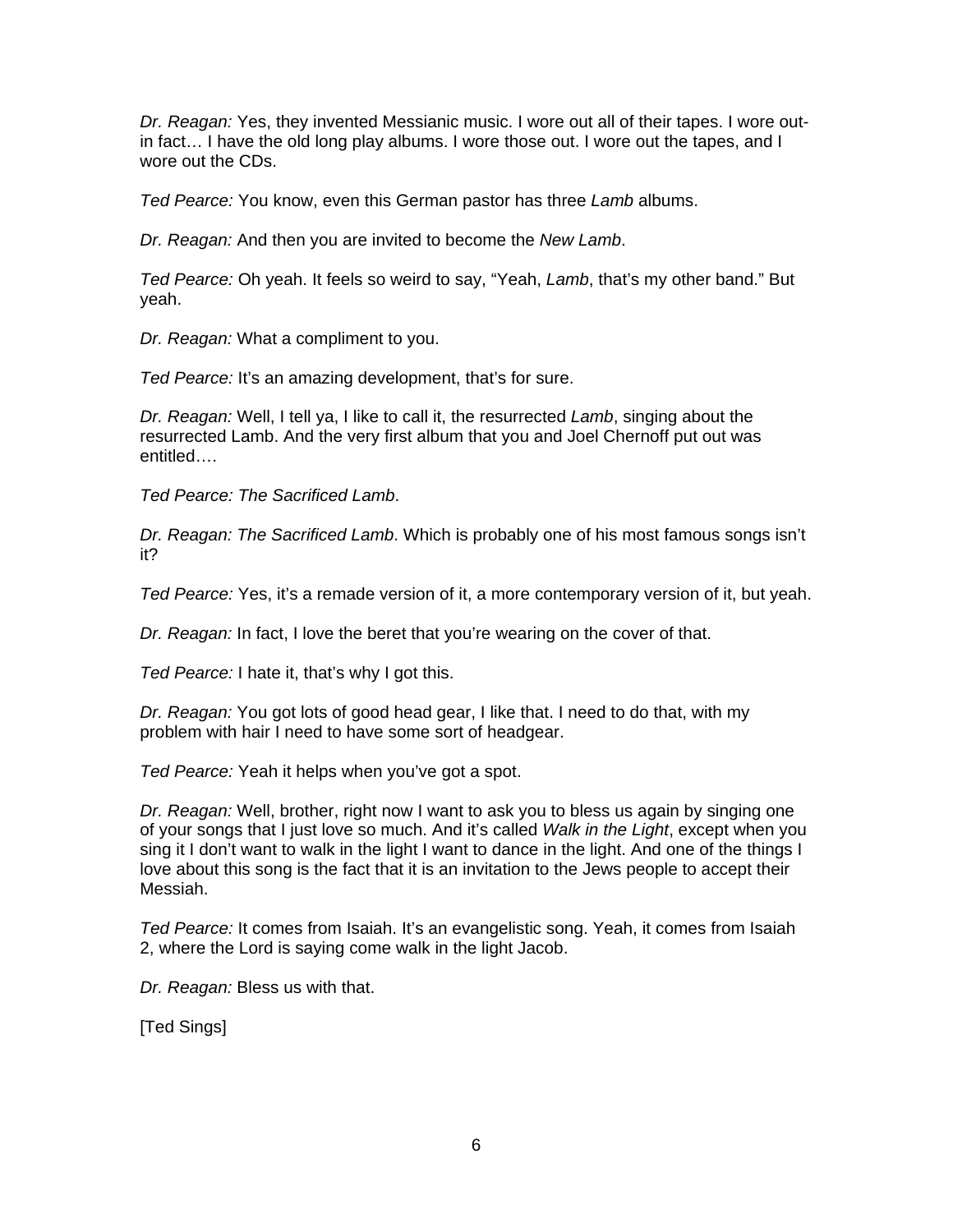*Dr. Reagan:* Yes, they invented Messianic music. I wore out all of their tapes. I wore out- in fact… I have the old long play albums. I wore those out. I wore out the tapes, and I wore out the CDs.

*Ted Pearce:* You know, even this German pastor has three *Lamb* albums.

*Dr. Reagan:* And then you are invited to become the *New Lamb*.

*Ted Pearce:* Oh yeah. It feels so weird to say, "Yeah, *Lamb*, that's my other band." But yeah.

*Dr. Reagan:* What a compliment to you.

*Ted Pearce:* It's an amazing development, that's for sure.

*Dr. Reagan:* Well, I tell ya, I like to call it, the resurrected *Lamb*, singing about the resurrected Lamb. And the very first album that you and Joel Chernoff put out was entitled….

*Ted Pearce: The Sacrificed Lamb*.

*Dr. Reagan: The Sacrificed Lamb*. Which is probably one of his most famous songs isn't it?

*Ted Pearce:* Yes, it's a remade version of it, a more contemporary version of it, but yeah.

*Dr. Reagan:* In fact, I love the beret that you're wearing on the cover of that.

*Ted Pearce:* I hate it, that's why I got this.

*Dr. Reagan:* You got lots of good head gear, I like that. I need to do that, with my problem with hair I need to have some sort of headgear.

*Ted Pearce:* Yeah it helps when you've got a spot.

*Dr. Reagan:* Well, brother, right now I want to ask you to bless us again by singing one of your songs that I just love so much. And it's called *Walk in the Light*, except when you sing it I don't want to walk in the light I want to dance in the light. And one of the things I love about this song is the fact that it is an invitation to the Jews people to accept their Messiah.

*Ted Pearce:* It comes from Isaiah. It's an evangelistic song. Yeah, it comes from Isaiah 2, where the Lord is saying come walk in the light Jacob.

*Dr. Reagan:* Bless us with that.

[Ted Sings]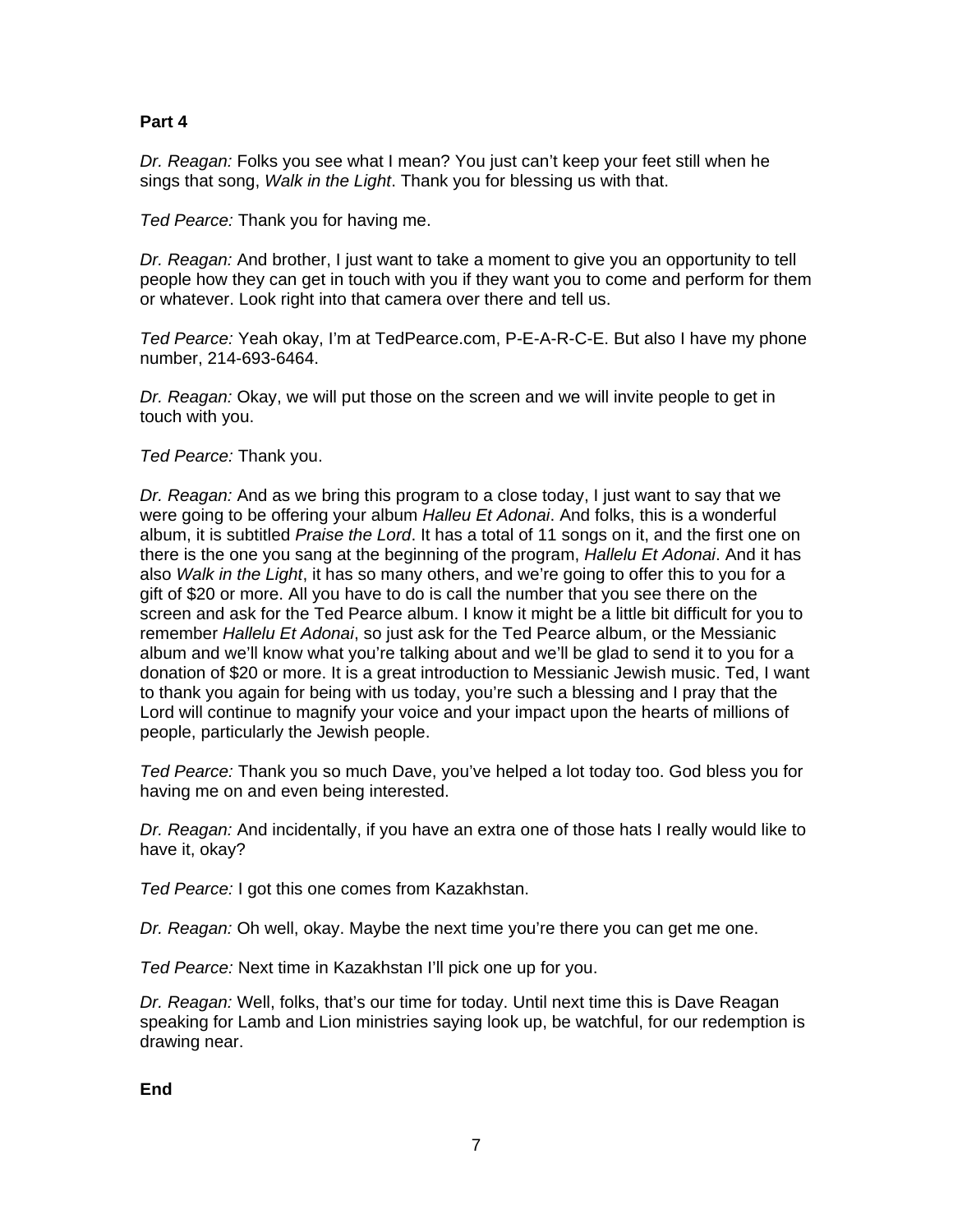**Part 4**

*Dr. Reagan:* Folks you see what I mean? You just can't keep your feet still when he sings that song, *Walk in the Light*. Thank you for blessing us with that.

*Ted Pearce:* Thank you for having me.

*Dr. Reagan:* And brother, I just want to take a moment to give you an opportunity to tell people how they can get in touch with you if they want you to come and perform for them or whatever. Look right into that camera over there and tell us.

*Ted Pearce:* Yeah okay, I'm at TedPearce.com, P-E-A-R-C-E. But also I have my phone number, 214-693-6464.

*Dr. Reagan:* Okay, we will put those on the screen and we will invite people to get in touch with you.

*Ted Pearce:* Thank you.

*Dr. Reagan:* And as we bring this program to a close today, I just want to say that we were going to be offering your album *Halleu Et Adonai*. And folks, this is a wonderful album, it is subtitled *Praise the Lord*. It has a total of 11 songs on it, and the first one on there is the one you sang at the beginning of the program, *Hallelu Et Adonai*. And it has also *Walk in the Light*, it has so many others, and we're going to offer this to you for a gift of $20 or more. All you have to do is call the number that you see there on the screen and ask for the Ted Pearce album. I know it might be a little bit difficult for you to remember *Hallelu Et Adonai*, so just ask for the Ted Pearce album, or the Messianic album and we'll know what you're talking about and we'll be glad to send it to you for a donation of $20 or more. It is a great introduction to Messianic Jewish music. Ted, I want to thank you again for being with us today, you're such a blessing and I pray that the Lord will continue to magnify your voice and your impact upon the hearts of millions of people, particularly the Jewish people.

*Ted Pearce:* Thank you so much Dave, you've helped a lot today too. God bless you for having me on and even being interested.

*Dr. Reagan:* And incidentally, if you have an extra one of those hats I really would like to have it, okay?

*Ted Pearce:* I got this one comes from Kazakhstan.

*Dr. Reagan:* Oh well, okay. Maybe the next time you're there you can get me one.

*Ted Pearce:* Next time in Kazakhstan I'll pick one up for you.

*Dr. Reagan:* Well, folks, that's our time for today. Until next time this is Dave Reagan speaking for Lamb and Lion ministries saying look up, be watchful, for our redemption is drawing near.

**End**